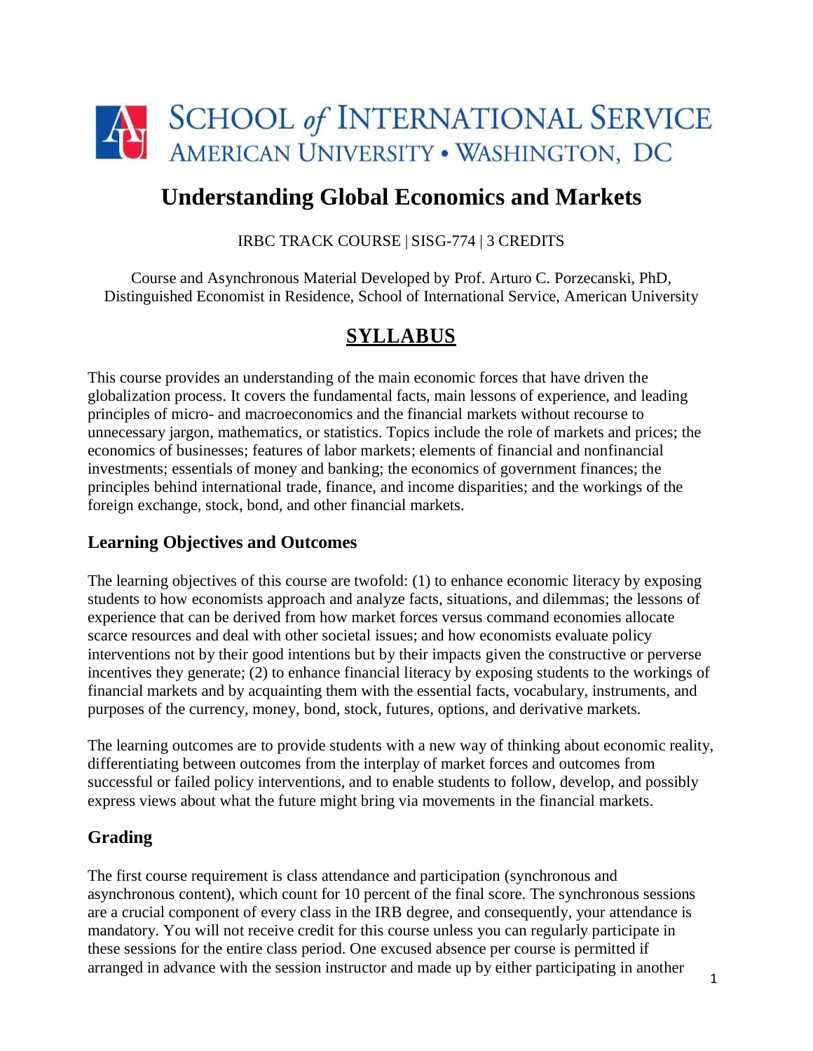SCHOOL of INTERNATIONAL SERVICE
AMERICAN UNIVERSITY • WASHINGTON, DC

# Understanding Global Economics and Markets

IRBC TRACK COURSE | SISG-774 | 3 CREDITS

Course and Asynchronous Material Developed by Prof. Arturo C. Porzecanski, PhD, Distinguished Economist in Residence, School of International Service, American University

## SYLLABUS

This course provides an understanding of the main economic forces that have driven the globalization process. It covers the fundamental facts, main lessons of experience, and leading principles of micro- and macroeconomics and the financial markets without recourse to unnecessary jargon, mathematics, or statistics. Topics include the role of markets and prices; the economics of businesses; features of labor markets; elements of financial and nonfinancial investments; essentials of money and banking; the economics of government finances; the principles behind international trade, finance, and income disparities; and the workings of the foreign exchange, stock, bond, and other financial markets.

### Learning Objectives and Outcomes

The learning objectives of this course are twofold: (1) to enhance economic literacy by exposing students to how economists approach and analyze facts, situations, and dilemmas; the lessons of experience that can be derived from how market forces versus command economies allocate scarce resources and deal with other societal issues; and how economists evaluate policy interventions not by their good intentions but by their impacts given the constructive or perverse incentives they generate; (2) to enhance financial literacy by exposing students to the workings of financial markets and by acquainting them with the essential facts, vocabulary, instruments, and purposes of the currency, money, bond, stock, futures, options, and derivative markets.

The learning outcomes are to provide students with a new way of thinking about economic reality, differentiating between outcomes from the interplay of market forces and outcomes from successful or failed policy interventions, and to enable students to follow, develop, and possibly express views about what the future might bring via movements in the financial markets.

### Grading

The first course requirement is class attendance and participation (synchronous and asynchronous content), which count for 10 percent of the final score. The synchronous sessions are a crucial component of every class in the IRB degree, and consequently, your attendance is mandatory. You will not receive credit for this course unless you can regularly participate in these sessions for the entire class period. One excused absence per course is permitted if arranged in advance with the session instructor and made up by either participating in another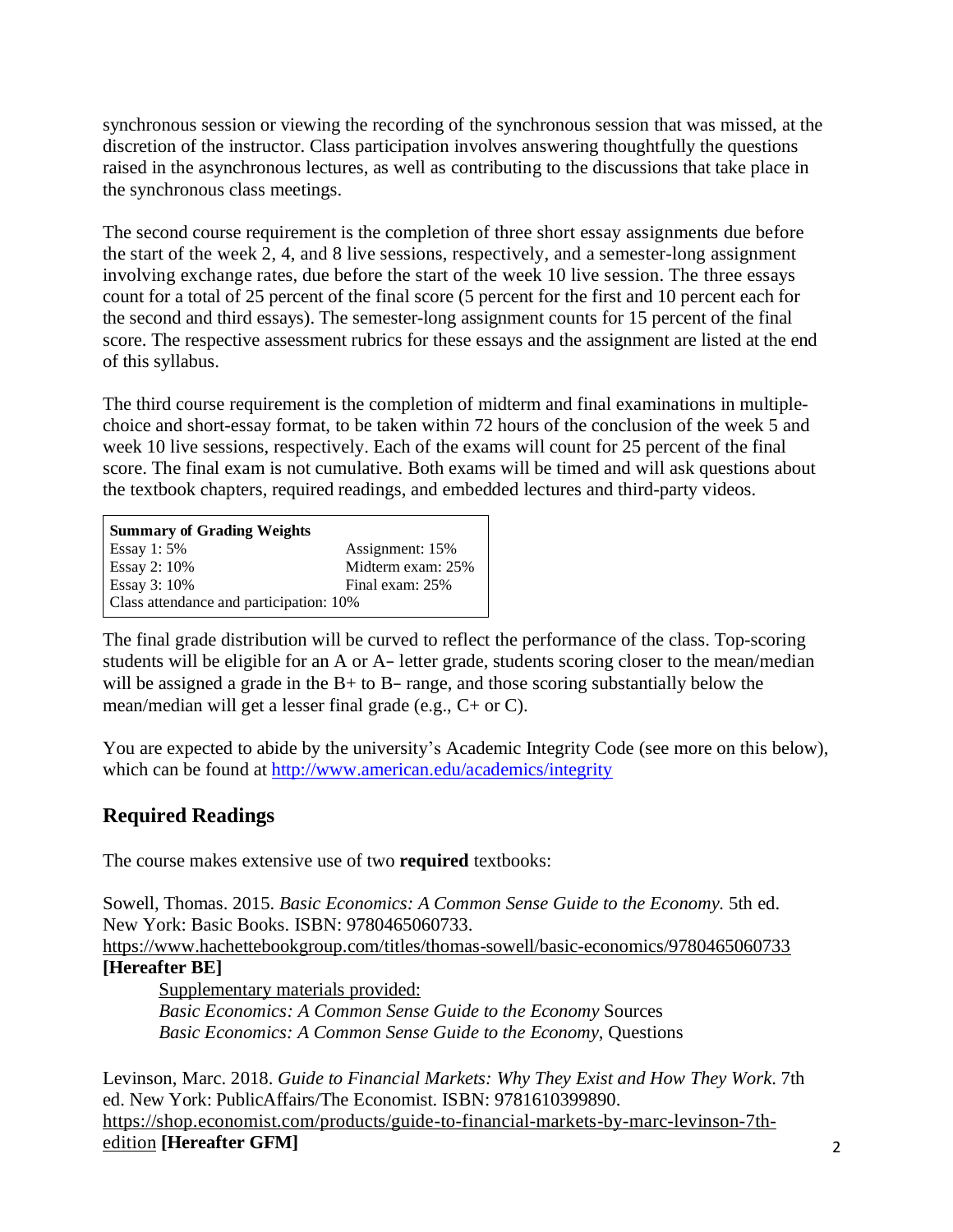synchronous session or viewing the recording of the synchronous session that was missed, at the discretion of the instructor. Class participation involves answering thoughtfully the questions raised in the asynchronous lectures, as well as contributing to the discussions that take place in the synchronous class meetings.

The second course requirement is the completion of three short essay assignments due before the start of the week 2, 4, and 8 live sessions, respectively, and a semester-long assignment involving exchange rates, due before the start of the week 10 live session. The three essays count for a total of 25 percent of the final score (5 percent for the first and 10 percent each for the second and third essays). The semester-long assignment counts for 15 percent of the final score. The respective assessment rubrics for these essays and the assignment are listed at the end of this syllabus.

The third course requirement is the completion of midterm and final examinations in multiple-choice and short-essay format, to be taken within 72 hours of the conclusion of the week 5 and week 10 live sessions, respectively. Each of the exams will count for 25 percent of the final score. The final exam is not cumulative. Both exams will be timed and will ask questions about the textbook chapters, required readings, and embedded lectures and third-party videos.

| **Summary of Grading Weights** | |
|---|---|
| Essay 1: 5% | Assignment: 15% |
| Essay 2: 10% | Midterm exam: 25% |
| Essay 3: 10% | Final exam: 25% |
| Class attendance and participation: 10% | |

The final grade distribution will be curved to reflect the performance of the class. Top-scoring students will be eligible for an A or A– letter grade, students scoring closer to the mean/median will be assigned a grade in the B+ to B– range, and those scoring substantially below the mean/median will get a lesser final grade (e.g., C+ or C).

You are expected to abide by the university's Academic Integrity Code (see more on this below), which can be found at http://www.american.edu/academics/integrity

## Required Readings

The course makes extensive use of two **required** textbooks:

Sowell, Thomas. 2015. *Basic Economics: A Common Sense Guide to the Economy*. 5th ed. New York: Basic Books. ISBN: 9780465060733.
https://www.hachettebookgroup.com/titles/thomas-sowell/basic-economics/9780465060733
**[Hereafter BE]**

> Supplementary materials provided:
> *Basic Economics: A Common Sense Guide to the Economy* Sources
> *Basic Economics: A Common Sense Guide to the Economy*, Questions

Levinson, Marc. 2018. *Guide to Financial Markets: Why They Exist and How They Work*. 7th ed. New York: PublicAffairs/The Economist. ISBN: 9781610399890.
https://shop.economist.com/products/guide-to-financial-markets-by-marc-levinson-7th-edition **[Hereafter GFM]**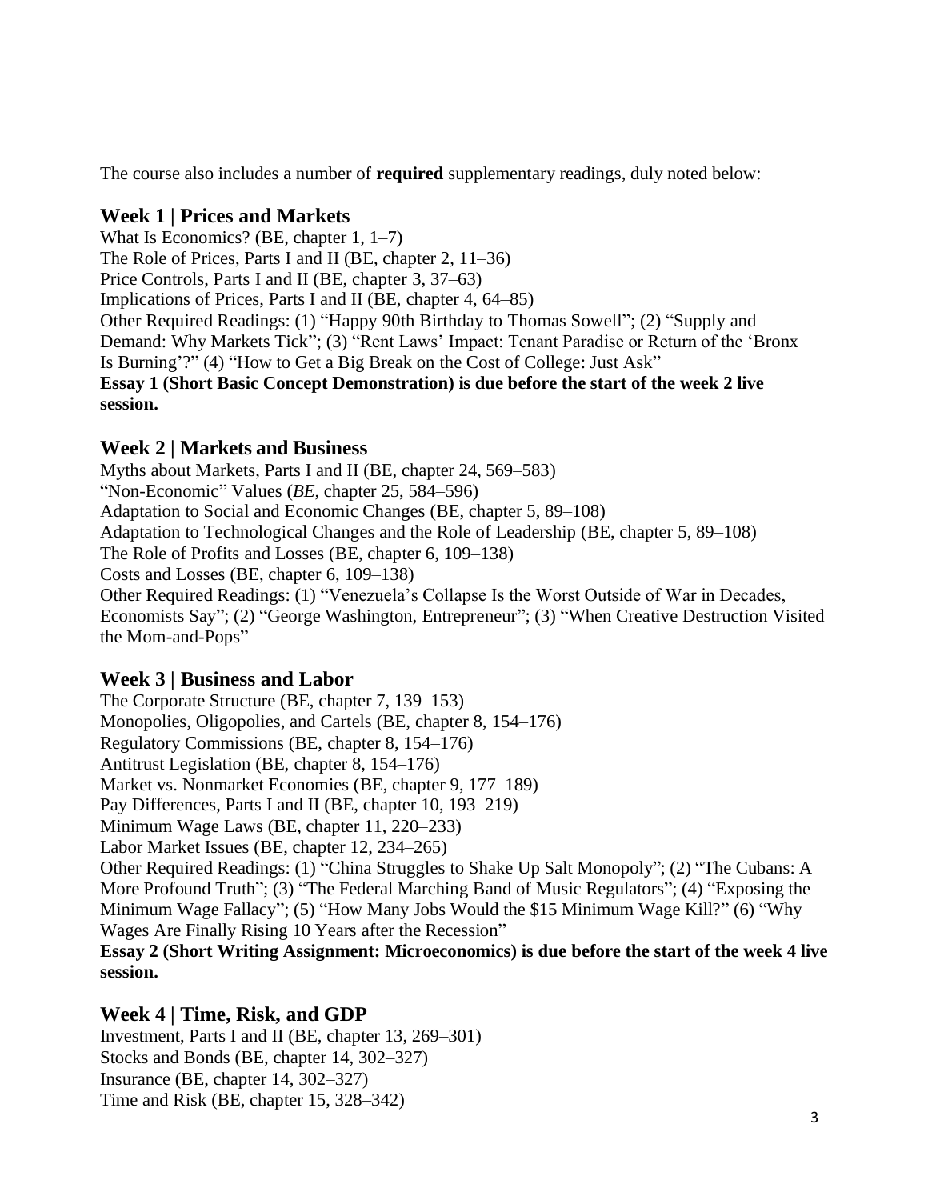The course also includes a number of **required** supplementary readings, duly noted below:

## Week 1 | Prices and Markets

What Is Economics? (BE, chapter 1, 1–7)
The Role of Prices, Parts I and II (BE, chapter 2, 11–36)
Price Controls, Parts I and II (BE, chapter 3, 37–63)
Implications of Prices, Parts I and II (BE, chapter 4, 64–85)
Other Required Readings: (1) "Happy 90th Birthday to Thomas Sowell"; (2) "Supply and Demand: Why Markets Tick"; (3) "Rent Laws' Impact: Tenant Paradise or Return of the 'Bronx Is Burning'?" (4) "How to Get a Big Break on the Cost of College: Just Ask"
**Essay 1 (Short Basic Concept Demonstration) is due before the start of the week 2 live session.**

## Week 2 | Markets and Business

Myths about Markets, Parts I and II (BE, chapter 24, 569–583)
"Non-Economic" Values (*BE*, chapter 25, 584–596)
Adaptation to Social and Economic Changes (BE, chapter 5, 89–108)
Adaptation to Technological Changes and the Role of Leadership (BE, chapter 5, 89–108)
The Role of Profits and Losses (BE, chapter 6, 109–138)
Costs and Losses (BE, chapter 6, 109–138)
Other Required Readings: (1) "Venezuela's Collapse Is the Worst Outside of War in Decades, Economists Say"; (2) "George Washington, Entrepreneur"; (3) "When Creative Destruction Visited the Mom-and-Pops"

## Week 3 | Business and Labor

The Corporate Structure (BE, chapter 7, 139–153)
Monopolies, Oligopolies, and Cartels (BE, chapter 8, 154–176)
Regulatory Commissions (BE, chapter 8, 154–176)
Antitrust Legislation (BE, chapter 8, 154–176)
Market vs. Nonmarket Economies (BE, chapter 9, 177–189)
Pay Differences, Parts I and II (BE, chapter 10, 193–219)
Minimum Wage Laws (BE, chapter 11, 220–233)
Labor Market Issues (BE, chapter 12, 234–265)
Other Required Readings: (1) "China Struggles to Shake Up Salt Monopoly"; (2) "The Cubans: A More Profound Truth"; (3) "The Federal Marching Band of Music Regulators"; (4) "Exposing the Minimum Wage Fallacy"; (5) "How Many Jobs Would the $15 Minimum Wage Kill?" (6) "Why Wages Are Finally Rising 10 Years after the Recession"
**Essay 2 (Short Writing Assignment: Microeconomics) is due before the start of the week 4 live session.**

## Week 4 | Time, Risk, and GDP

Investment, Parts I and II (BE, chapter 13, 269–301)
Stocks and Bonds (BE, chapter 14, 302–327)
Insurance (BE, chapter 14, 302–327)
Time and Risk (BE, chapter 15, 328–342)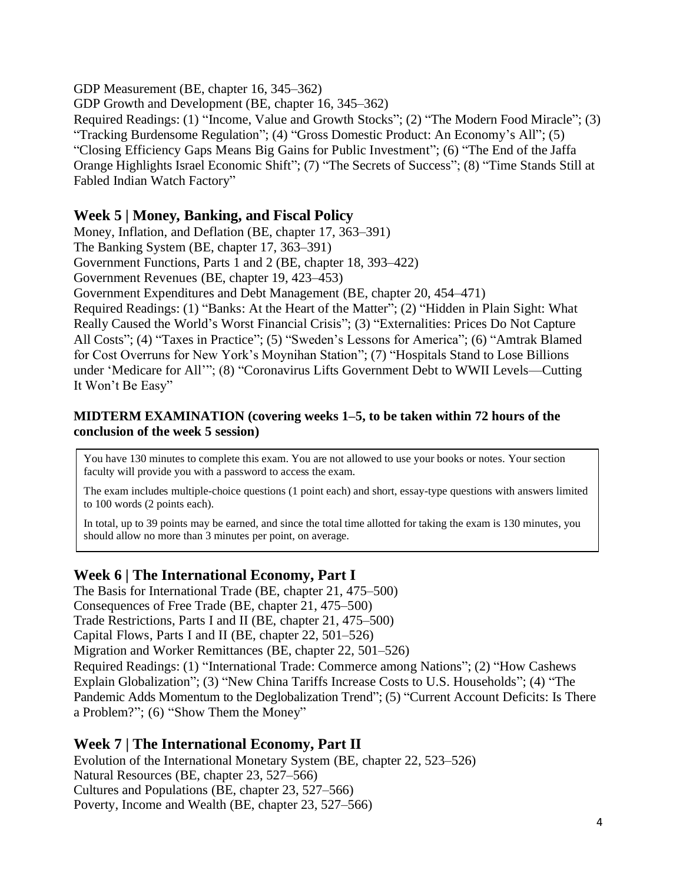GDP Measurement (BE, chapter 16, 345–362)
GDP Growth and Development (BE, chapter 16, 345–362)
Required Readings: (1) "Income, Value and Growth Stocks"; (2) "The Modern Food Miracle"; (3) "Tracking Burdensome Regulation"; (4) "Gross Domestic Product: An Economy's All"; (5) "Closing Efficiency Gaps Means Big Gains for Public Investment"; (6) "The End of the Jaffa Orange Highlights Israel Economic Shift"; (7) "The Secrets of Success"; (8) "Time Stands Still at Fabled Indian Watch Factory"

## Week 5 | Money, Banking, and Fiscal Policy

Money, Inflation, and Deflation (BE, chapter 17, 363–391)
The Banking System (BE, chapter 17, 363–391)
Government Functions, Parts 1 and 2 (BE, chapter 18, 393–422)
Government Revenues (BE, chapter 19, 423–453)
Government Expenditures and Debt Management (BE, chapter 20, 454–471)
Required Readings: (1) "Banks: At the Heart of the Matter"; (2) "Hidden in Plain Sight: What Really Caused the World's Worst Financial Crisis"; (3) "Externalities: Prices Do Not Capture All Costs"; (4) "Taxes in Practice"; (5) "Sweden's Lessons for America"; (6) "Amtrak Blamed for Cost Overruns for New York's Moynihan Station"; (7) "Hospitals Stand to Lose Billions under 'Medicare for All'"; (8) "Coronavirus Lifts Government Debt to WWII Levels—Cutting It Won't Be Easy"

**MIDTERM EXAMINATION (covering weeks 1–5, to be taken within 72 hours of the conclusion of the week 5 session)**

> You have 130 minutes to complete this exam. You are not allowed to use your books or notes. Your section faculty will provide you with a password to access the exam.
>
> The exam includes multiple-choice questions (1 point each) and short, essay-type questions with answers limited to 100 words (2 points each).
>
> In total, up to 39 points may be earned, and since the total time allotted for taking the exam is 130 minutes, you should allow no more than 3 minutes per point, on average.

## Week 6 | The International Economy, Part I

The Basis for International Trade (BE, chapter 21, 475–500)
Consequences of Free Trade (BE, chapter 21, 475–500)
Trade Restrictions, Parts I and II (BE, chapter 21, 475–500)
Capital Flows, Parts I and II (BE, chapter 22, 501–526)
Migration and Worker Remittances (BE, chapter 22, 501–526)
Required Readings: (1) "International Trade: Commerce among Nations"; (2) "How Cashews Explain Globalization"; (3) "New China Tariffs Increase Costs to U.S. Households"; (4) "The Pandemic Adds Momentum to the Deglobalization Trend"; (5) "Current Account Deficits: Is There a Problem?"; (6) "Show Them the Money"

## Week 7 | The International Economy, Part II

Evolution of the International Monetary System (BE, chapter 22, 523–526)
Natural Resources (BE, chapter 23, 527–566)
Cultures and Populations (BE, chapter 23, 527–566)
Poverty, Income and Wealth (BE, chapter 23, 527–566)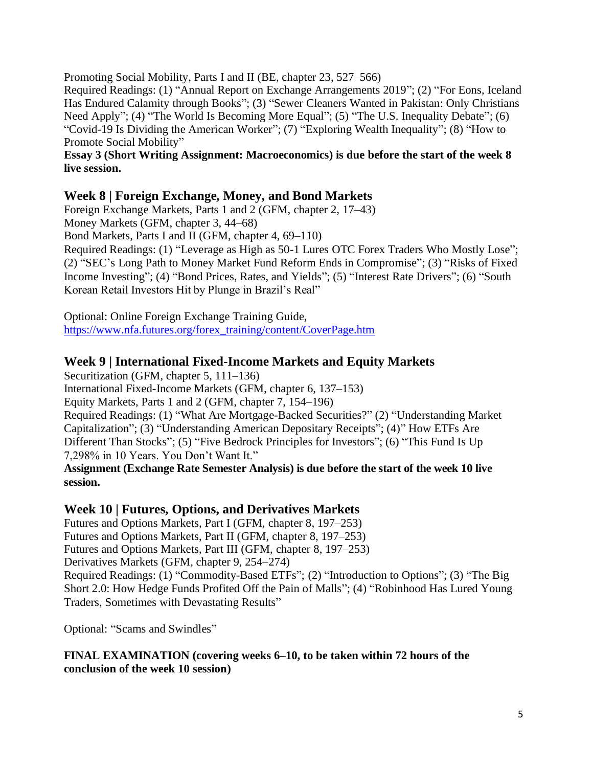Promoting Social Mobility, Parts I and II (BE, chapter 23, 527–566)
Required Readings: (1) "Annual Report on Exchange Arrangements 2019"; (2) "For Eons, Iceland Has Endured Calamity through Books"; (3) "Sewer Cleaners Wanted in Pakistan: Only Christians Need Apply"; (4) "The World Is Becoming More Equal"; (5) "The U.S. Inequality Debate"; (6) "Covid-19 Is Dividing the American Worker"; (7) "Exploring Wealth Inequality"; (8) "How to Promote Social Mobility"
**Essay 3 (Short Writing Assignment: Macroeconomics) is due before the start of the week 8 live session.**

## Week 8 | Foreign Exchange, Money, and Bond Markets

Foreign Exchange Markets, Parts 1 and 2 (GFM, chapter 2, 17–43)
Money Markets (GFM, chapter 3, 44–68)
Bond Markets, Parts I and II (GFM, chapter 4, 69–110)
Required Readings: (1) "Leverage as High as 50-1 Lures OTC Forex Traders Who Mostly Lose"; (2) "SEC's Long Path to Money Market Fund Reform Ends in Compromise"; (3) "Risks of Fixed Income Investing"; (4) "Bond Prices, Rates, and Yields"; (5) "Interest Rate Drivers"; (6) "South Korean Retail Investors Hit by Plunge in Brazil's Real"

Optional: Online Foreign Exchange Training Guide, https://www.nfa.futures.org/forex_training/content/CoverPage.htm

## Week 9 | International Fixed-Income Markets and Equity Markets

Securitization (GFM, chapter 5, 111–136)
International Fixed-Income Markets (GFM, chapter 6, 137–153)
Equity Markets, Parts 1 and 2 (GFM, chapter 7, 154–196)
Required Readings: (1) "What Are Mortgage-Backed Securities?" (2) "Understanding Market Capitalization"; (3) "Understanding American Depositary Receipts"; (4)" How ETFs Are Different Than Stocks"; (5) "Five Bedrock Principles for Investors"; (6) "This Fund Is Up 7,298% in 10 Years. You Don't Want It."
**Assignment (Exchange Rate Semester Analysis) is due before the start of the week 10 live session.**

## Week 10 | Futures, Options, and Derivatives Markets

Futures and Options Markets, Part I (GFM, chapter 8, 197–253)
Futures and Options Markets, Part II (GFM, chapter 8, 197–253)
Futures and Options Markets, Part III (GFM, chapter 8, 197–253)
Derivatives Markets (GFM, chapter 9, 254–274)
Required Readings: (1) "Commodity-Based ETFs"; (2) "Introduction to Options"; (3) "The Big Short 2.0: How Hedge Funds Profited Off the Pain of Malls"; (4) "Robinhood Has Lured Young Traders, Sometimes with Devastating Results"

Optional: "Scams and Swindles"

**FINAL EXAMINATION (covering weeks 6–10, to be taken within 72 hours of the conclusion of the week 10 session)**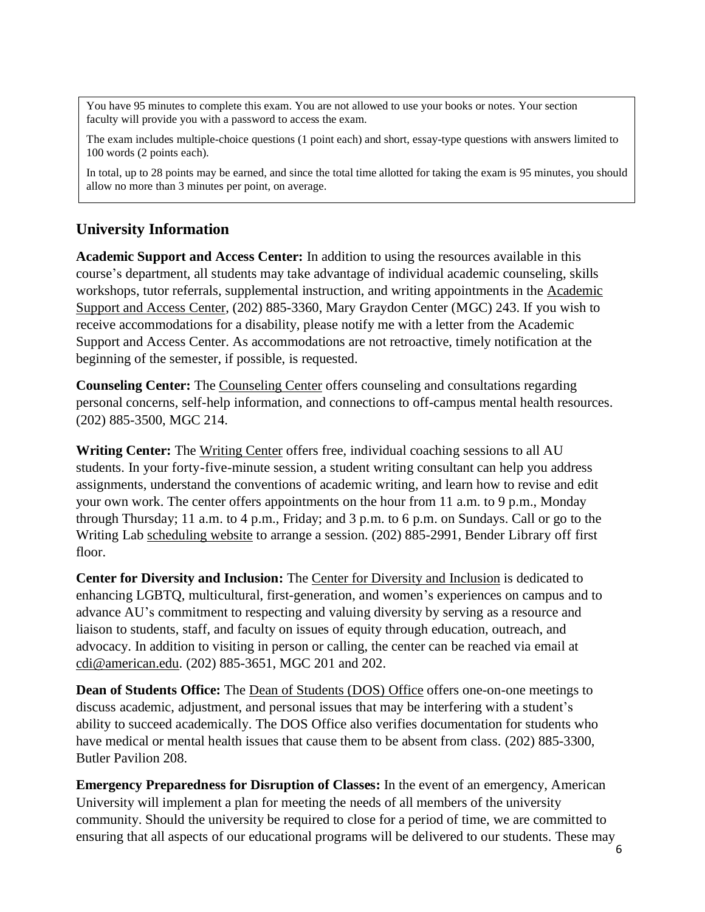You have 95 minutes to complete this exam. You are not allowed to use your books or notes. Your section faculty will provide you with a password to access the exam.

The exam includes multiple-choice questions (1 point each) and short, essay-type questions with answers limited to 100 words (2 points each).

In total, up to 28 points may be earned, and since the total time allotted for taking the exam is 95 minutes, you should allow no more than 3 minutes per point, on average.

## University Information

**Academic Support and Access Center:** In addition to using the resources available in this course's department, all students may take advantage of individual academic counseling, skills workshops, tutor referrals, supplemental instruction, and writing appointments in the Academic Support and Access Center, (202) 885-3360, Mary Graydon Center (MGC) 243. If you wish to receive accommodations for a disability, please notify me with a letter from the Academic Support and Access Center. As accommodations are not retroactive, timely notification at the beginning of the semester, if possible, is requested.

**Counseling Center:** The Counseling Center offers counseling and consultations regarding personal concerns, self-help information, and connections to off-campus mental health resources. (202) 885-3500, MGC 214.

**Writing Center:** The Writing Center offers free, individual coaching sessions to all AU students. In your forty-five-minute session, a student writing consultant can help you address assignments, understand the conventions of academic writing, and learn how to revise and edit your own work. The center offers appointments on the hour from 11 a.m. to 9 p.m., Monday through Thursday; 11 a.m. to 4 p.m., Friday; and 3 p.m. to 6 p.m. on Sundays. Call or go to the Writing Lab scheduling website to arrange a session. (202) 885-2991, Bender Library off first floor.

**Center for Diversity and Inclusion:** The Center for Diversity and Inclusion is dedicated to enhancing LGBTQ, multicultural, first-generation, and women's experiences on campus and to advance AU's commitment to respecting and valuing diversity by serving as a resource and liaison to students, staff, and faculty on issues of equity through education, outreach, and advocacy. In addition to visiting in person or calling, the center can be reached via email at cdi@american.edu. (202) 885-3651, MGC 201 and 202.

**Dean of Students Office:** The Dean of Students (DOS) Office offers one-on-one meetings to discuss academic, adjustment, and personal issues that may be interfering with a student's ability to succeed academically. The DOS Office also verifies documentation for students who have medical or mental health issues that cause them to be absent from class. (202) 885-3300, Butler Pavilion 208.

**Emergency Preparedness for Disruption of Classes:** In the event of an emergency, American University will implement a plan for meeting the needs of all members of the university community. Should the university be required to close for a period of time, we are committed to ensuring that all aspects of our educational programs will be delivered to our students. These may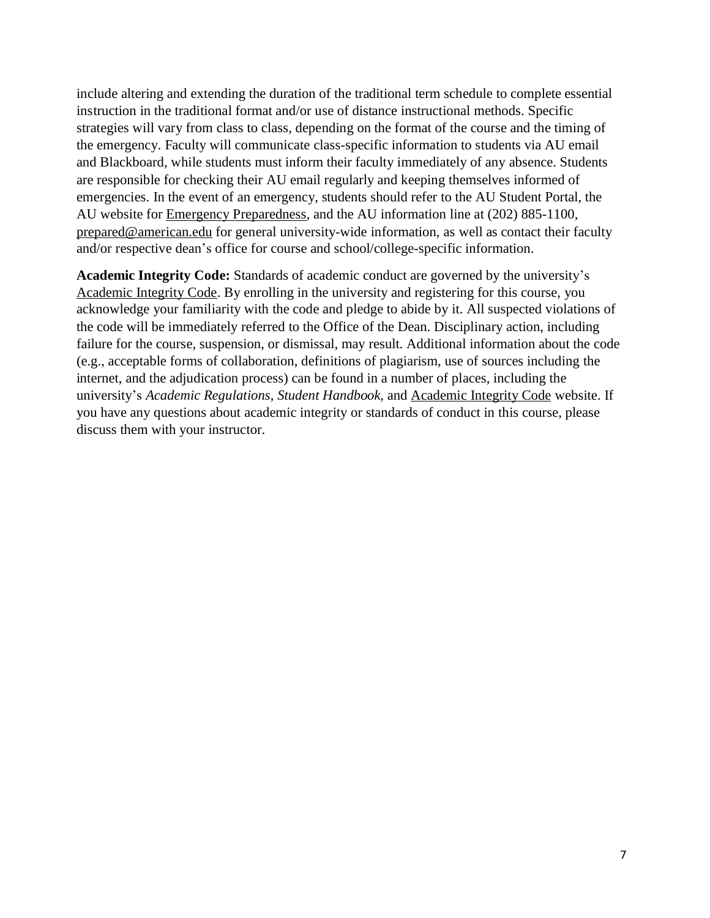include altering and extending the duration of the traditional term schedule to complete essential instruction in the traditional format and/or use of distance instructional methods. Specific strategies will vary from class to class, depending on the format of the course and the timing of the emergency. Faculty will communicate class-specific information to students via AU email and Blackboard, while students must inform their faculty immediately of any absence. Students are responsible for checking their AU email regularly and keeping themselves informed of emergencies. In the event of an emergency, students should refer to the AU Student Portal, the AU website for Emergency Preparedness, and the AU information line at (202) 885-1100, prepared@american.edu for general university-wide information, as well as contact their faculty and/or respective dean's office for course and school/college-specific information.

**Academic Integrity Code:** Standards of academic conduct are governed by the university's Academic Integrity Code. By enrolling in the university and registering for this course, you acknowledge your familiarity with the code and pledge to abide by it. All suspected violations of the code will be immediately referred to the Office of the Dean. Disciplinary action, including failure for the course, suspension, or dismissal, may result. Additional information about the code (e.g., acceptable forms of collaboration, definitions of plagiarism, use of sources including the internet, and the adjudication process) can be found in a number of places, including the university's *Academic Regulations*, *Student Handbook*, and Academic Integrity Code website. If you have any questions about academic integrity or standards of conduct in this course, please discuss them with your instructor.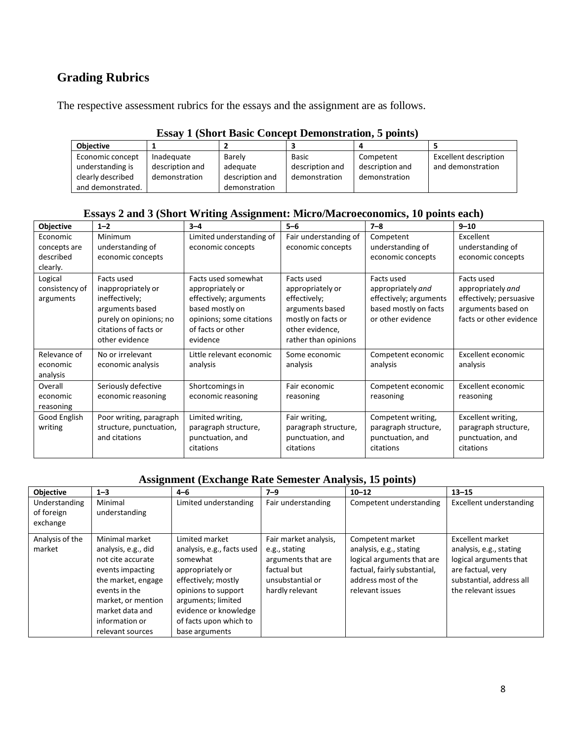## Grading Rubrics

The respective assessment rubrics for the essays and the assignment are as follows.

### Essay 1 (Short Basic Concept Demonstration, 5 points)

| Objective | 1 | 2 | 3 | 4 | 5 |
|---|---|---|---|---|---|
| Economic concept understanding is clearly described and demonstrated. | Inadequate description and demonstration | Barely adequate description and demonstration | Basic description and demonstration | Competent description and demonstration | Excellent description and demonstration |

### Essays 2 and 3 (Short Writing Assignment: Micro/Macroeconomics, 10 points each)

| Objective | 1–2 | 3–4 | 5–6 | 7–8 | 9–10 |
|---|---|---|---|---|---|
| Economic concepts are described clearly. | Minimum understanding of economic concepts | Limited understanding of economic concepts | Fair understanding of economic concepts | Competent understanding of economic concepts | Excellent understanding of economic concepts |
| Logical consistency of arguments | Facts used inappropriately or ineffectively; arguments based purely on opinions; no citations of facts or other evidence | Facts used somewhat appropriately or effectively; arguments based mostly on opinions; some citations of facts or other evidence | Facts used appropriately or effectively; arguments based mostly on facts or other evidence, rather than opinions | Facts used appropriately *and* effectively; arguments based mostly on facts or other evidence | Facts used appropriately *and* effectively; persuasive arguments based on facts or other evidence |
| Relevance of economic analysis | No or irrelevant economic analysis | Little relevant economic analysis | Some economic analysis | Competent economic analysis | Excellent economic analysis |
| Overall economic reasoning | Seriously defective economic reasoning | Shortcomings in economic reasoning | Fair economic reasoning | Competent economic reasoning | Excellent economic reasoning |
| Good English writing | Poor writing, paragraph structure, punctuation, and citations | Limited writing, paragraph structure, punctuation, and citations | Fair writing, paragraph structure, punctuation, and citations | Competent writing, paragraph structure, punctuation, and citations | Excellent writing, paragraph structure, punctuation, and citations |

### Assignment (Exchange Rate Semester Analysis, 15 points)

| Objective | 1–3 | 4–6 | 7–9 | 10–12 | 13–15 |
|---|---|---|---|---|---|
| Understanding of foreign exchange | Minimal understanding | Limited understanding | Fair understanding | Competent understanding | Excellent understanding |
| Analysis of the market | Minimal market analysis, e.g., did not cite accurate events impacting the market, engage events in the market, or mention market data and information or relevant sources | Limited market analysis, e.g., facts used somewhat appropriately or effectively; mostly opinions to support arguments; limited evidence or knowledge of facts upon which to base arguments | Fair market analysis, e.g., stating arguments that are factual but unsubstantial or hardly relevant | Competent market analysis, e.g., stating logical arguments that are factual, fairly substantial, address most of the relevant issues | Excellent market analysis, e.g., stating logical arguments that are factual, very substantial, address all the relevant issues |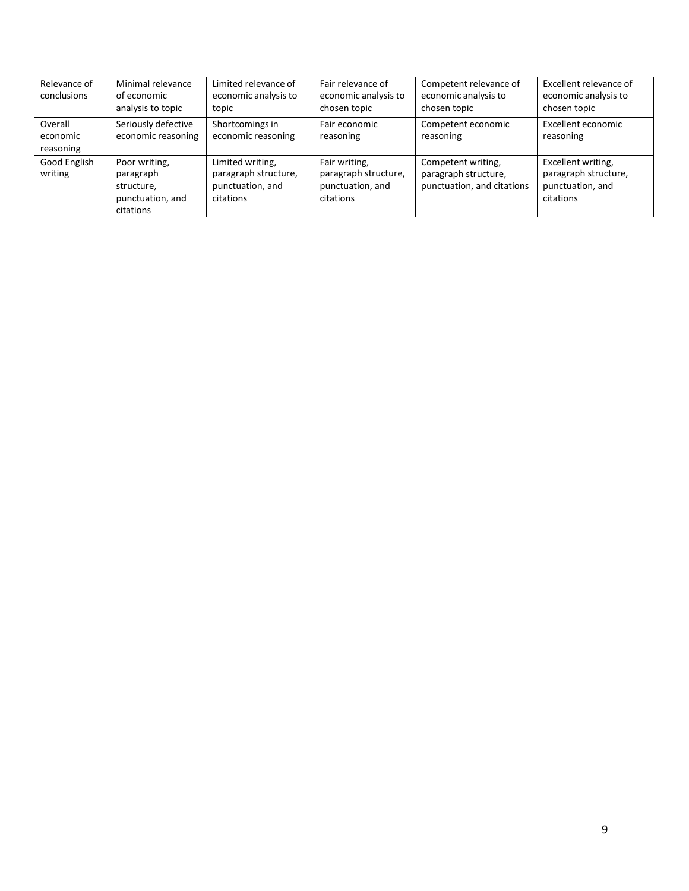| | | | | | |
|---|---|---|---|---|---|
| Relevance of conclusions | Minimal relevance of economic analysis to topic | Limited relevance of economic analysis to topic | Fair relevance of economic analysis to chosen topic | Competent relevance of economic analysis to chosen topic | Excellent relevance of economic analysis to chosen topic |
| Overall economic reasoning | Seriously defective economic reasoning | Shortcomings in economic reasoning | Fair economic reasoning | Competent economic reasoning | Excellent economic reasoning |
| Good English writing | Poor writing, paragraph structure, punctuation, and citations | Limited writing, paragraph structure, punctuation, and citations | Fair writing, paragraph structure, punctuation, and citations | Competent writing, paragraph structure, punctuation, and citations | Excellent writing, paragraph structure, punctuation, and citations |